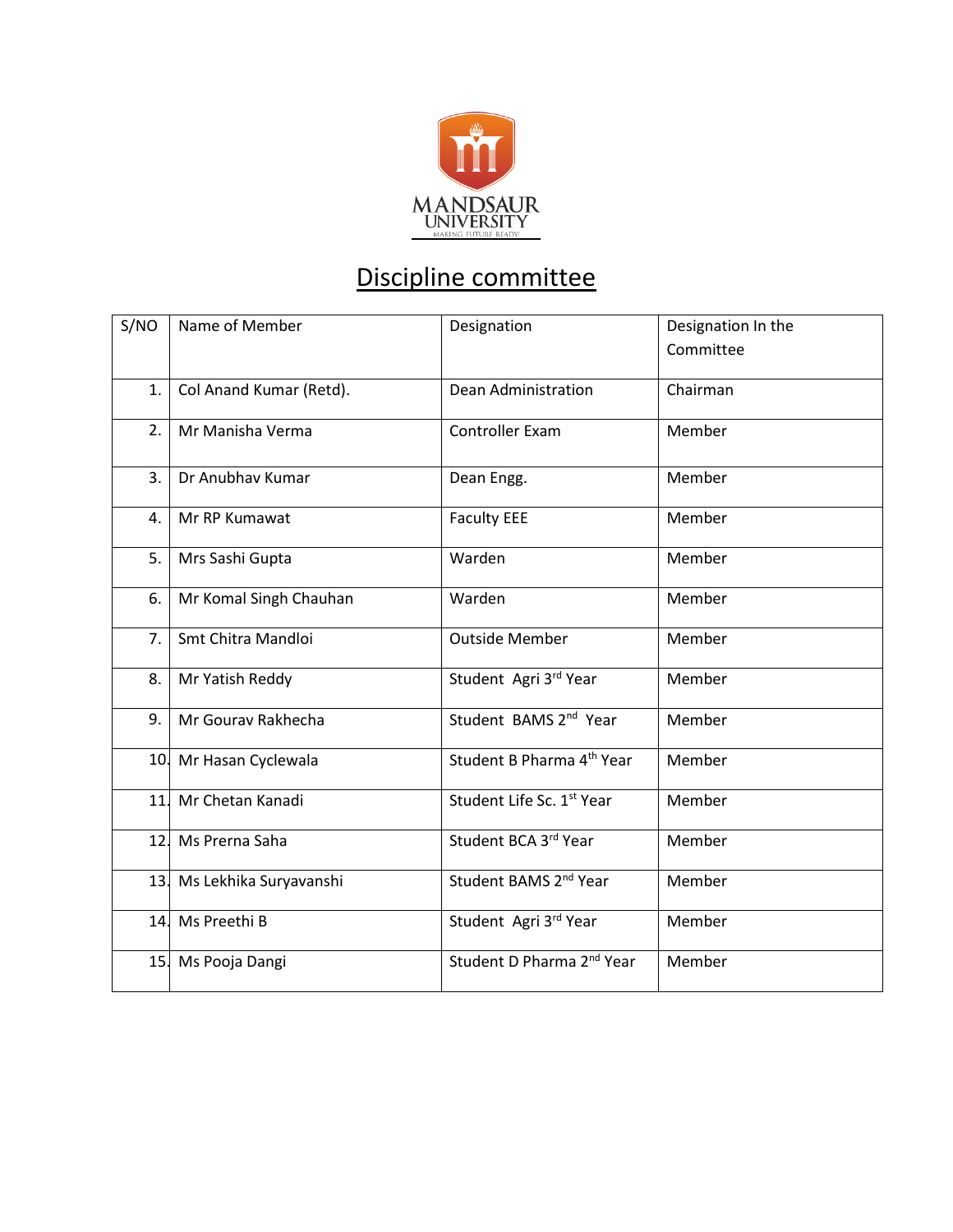MANDSAUR UNIVERSITY

MAKING FUTURE READY!

# Discipline committee

| S/NO | Name of Member | Designation | Designation In the Committee |
|---|---|---|---|
| 1. | Col Anand Kumar (Retd). | Dean Administration | Chairman |
| 2. | Mr Manisha Verma | Controller Exam | Member |
| 3. | Dr Anubhav Kumar | Dean Engg. | Member |
| 4. | Mr RP Kumawat | Faculty EEE | Member |
| 5. | Mrs Sashi Gupta | Warden | Member |
| 6. | Mr Komal Singh Chauhan | Warden | Member |
| 7. | Smt Chitra Mandloi | Outside Member | Member |
| 8. | Mr Yatish Reddy | Student Agri 3rd Year | Member |
| 9. | Mr Gourav Rakhecha | Student BAMS 2nd Year | Member |
| 10. | Mr Hasan Cyclewala | Student B Pharma 4th Year | Member |
| 11. | Mr Chetan Kanadi | Student Life Sc. 1st Year | Member |
| 12. | Ms Prerna Saha | Student BCA 3rd Year | Member |
| 13. | Ms Lekhika Suryavanshi | Student BAMS 2nd Year | Member |
| 14. | Ms Preethi B | Student Agri 3rd Year | Member |
| 15. | Ms Pooja Dangi | Student D Pharma 2nd Year | Member |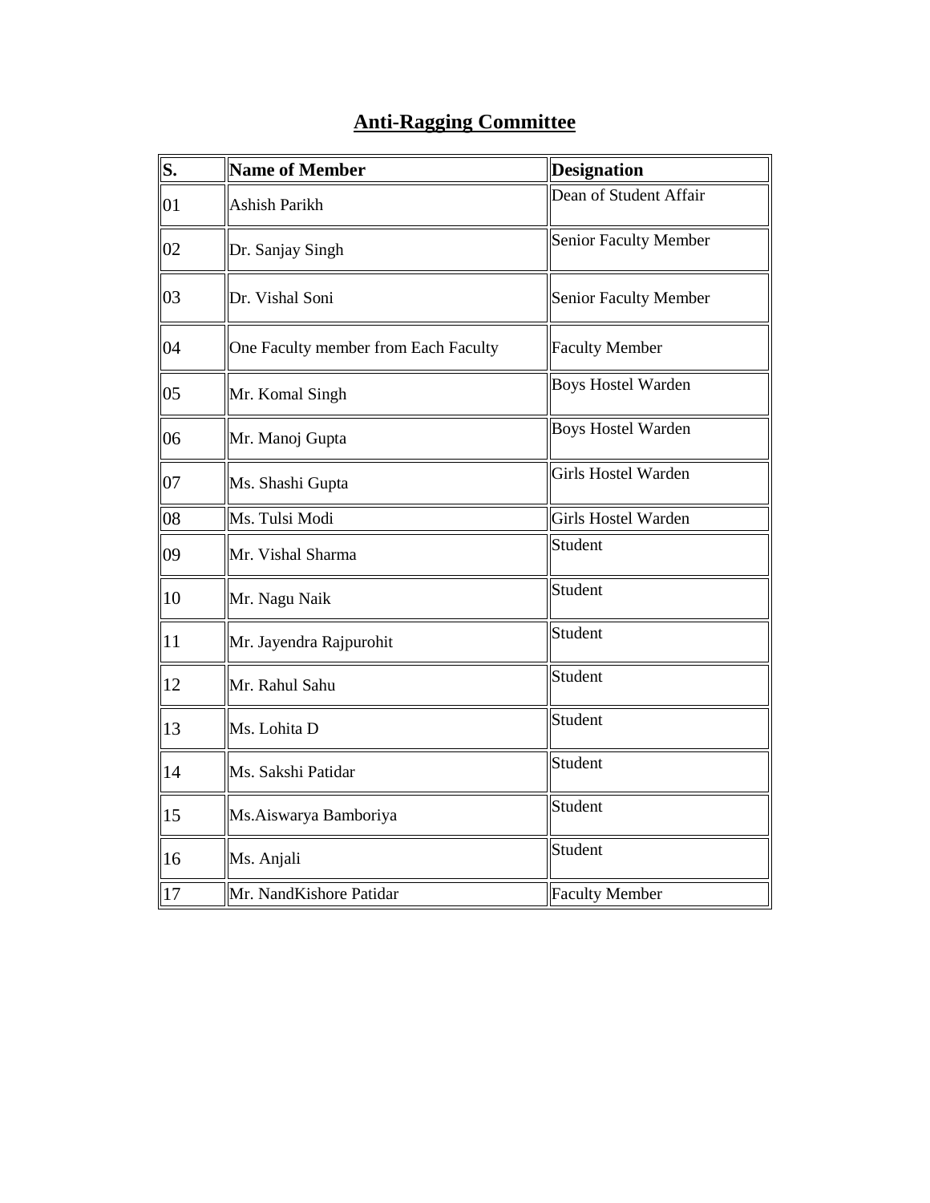# Anti-Ragging Committee

| S. | Name of Member | Designation |
| --- | --- | --- |
| 01 | Ashish Parikh | Dean of Student Affair |
| 02 | Dr. Sanjay Singh | Senior Faculty Member |
| 03 | Dr. Vishal Soni | Senior Faculty Member |
| 04 | One Faculty member from Each Faculty | Faculty Member |
| 05 | Mr. Komal Singh | Boys Hostel Warden |
| 06 | Mr. Manoj Gupta | Boys Hostel Warden |
| 07 | Ms. Shashi Gupta | Girls Hostel Warden |
| 08 | Ms. Tulsi Modi | Girls Hostel Warden |
| 09 | Mr. Vishal Sharma | Student |
| 10 | Mr. Nagu Naik | Student |
| 11 | Mr. Jayendra Rajpurohit | Student |
| 12 | Mr. Rahul Sahu | Student |
| 13 | Ms. Lohita D | Student |
| 14 | Ms. Sakshi Patidar | Student |
| 15 | Ms.Aiswarya Bamboriya | Student |
| 16 | Ms. Anjali | Student |
| 17 | Mr. NandKishore Patidar | Faculty Member |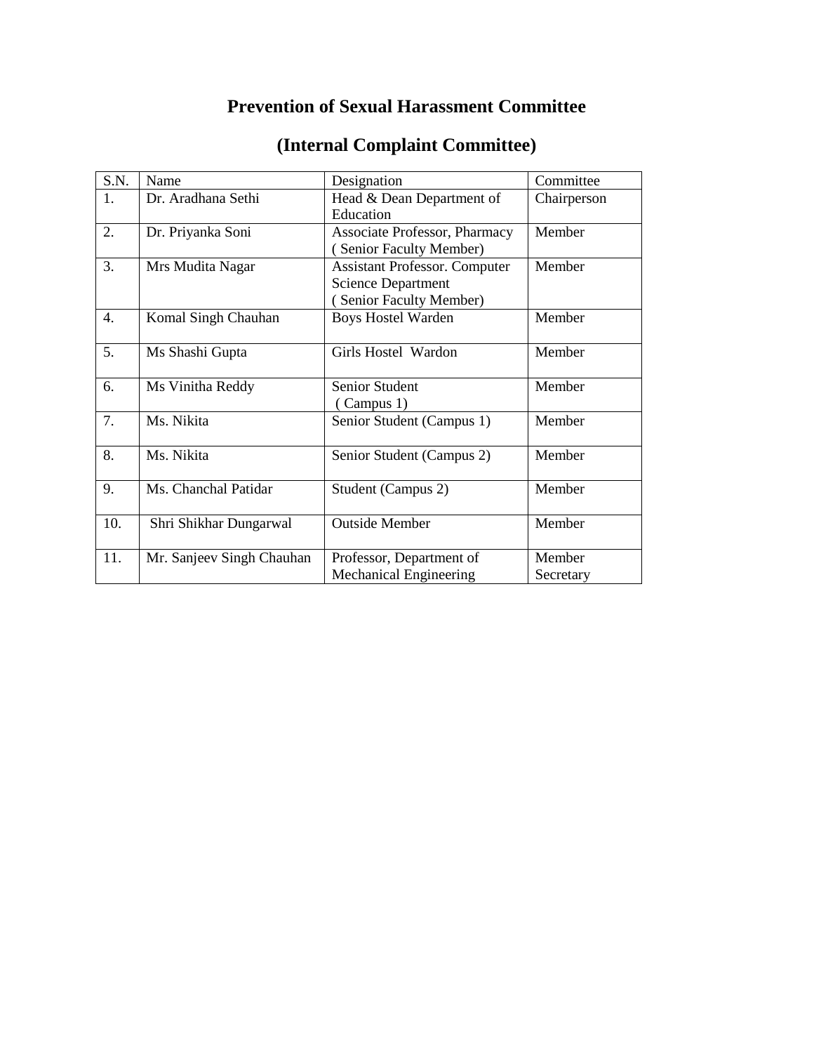# Prevention of Sexual Harassment Committee

# (Internal Complaint Committee)

| S.N. | Name | Designation | Committee |
|---|---|---|---|
| 1. | Dr. Aradhana Sethi | Head & Dean Department of Education | Chairperson |
| 2. | Dr. Priyanka Soni | Associate Professor, Pharmacy ( Senior Faculty Member) | Member |
| 3. | Mrs Mudita Nagar | Assistant Professor. Computer Science Department ( Senior Faculty Member) | Member |
| 4. | Komal Singh Chauhan | Boys Hostel Warden | Member |
| 5. | Ms Shashi Gupta | Girls Hostel Wardon | Member |
| 6. | Ms Vinitha Reddy | Senior Student ( Campus 1) | Member |
| 7. | Ms. Nikita | Senior Student (Campus 1) | Member |
| 8. | Ms. Nikita | Senior Student (Campus 2) | Member |
| 9. | Ms. Chanchal Patidar | Student (Campus 2) | Member |
| 10. | Shri Shikhar Dungarwal | Outside Member | Member |
| 11. | Mr. Sanjeev Singh Chauhan | Professor, Department of Mechanical Engineering | Member Secretary |